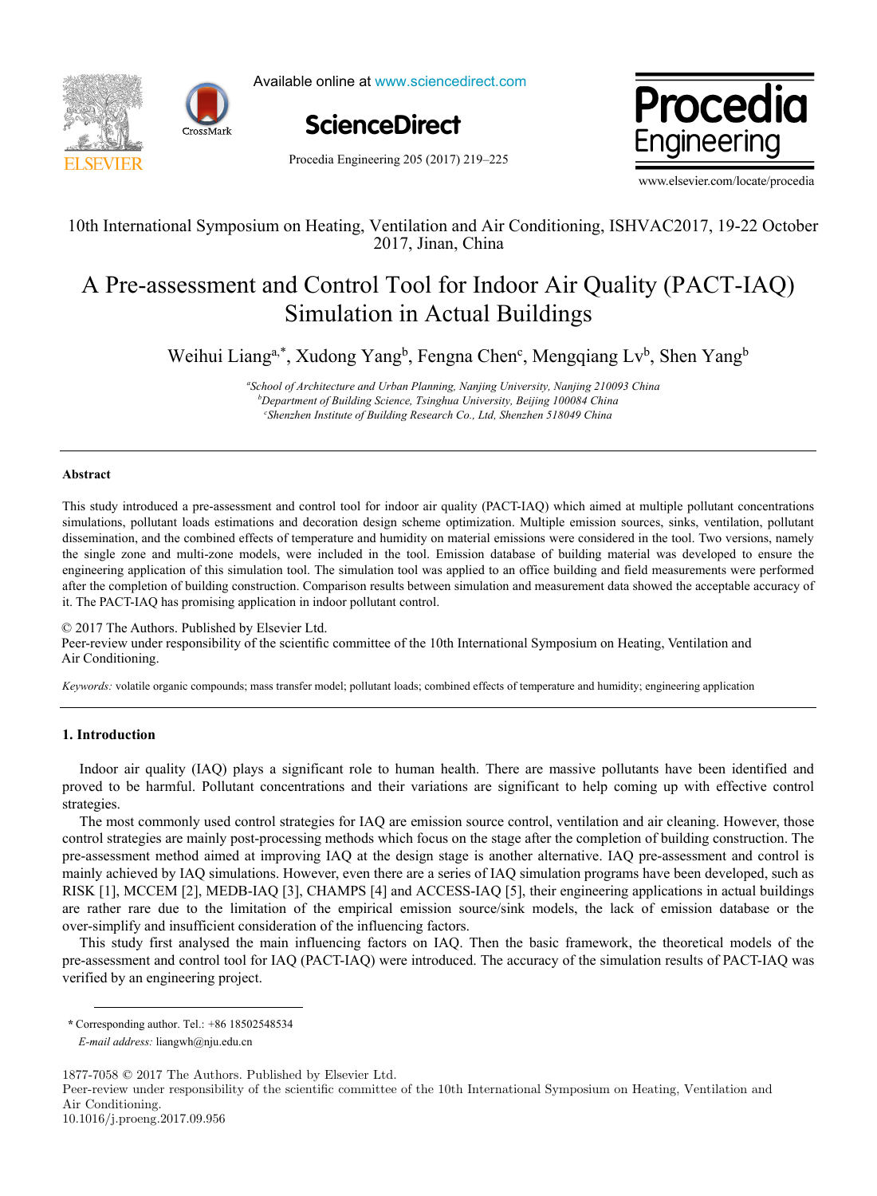Available online at www.sciencedirect.com

ScienceDirect

10th International Symposium on Heating, Ventilation and Air Conditioning, ISHVAC2017, 19-22 October 2017, Jinan, China

# A Pre-assessment and Control Tool for Indoor Air Quality (PACT-IAQ) Simulation in Actual Buildings

Weihui Liang[a,*], Xudong Yang[b], Fengna Chen[c], Mengqiang Lv[b], Shen Yang[b]

[a]*School of Architecture and Urban Planning, Nanjing University, Nanjing 210093 China*
[b]*Department of Building Science, Tsinghua University, Beijing 100084 China*
[c]*Shenzhen Institute of Building Research Co., Ltd, Shenzhen 518049 China*

## Abstract

This study introduced a pre-assessment and control tool for indoor air quality (PACT-IAQ) which aimed at multiple pollutant concentrations simulations, pollutant loads estimations and decoration design scheme optimization. Multiple emission sources, sinks, ventilation, pollutant dissemination, and the combined effects of temperature and humidity on material emissions were considered in the tool. Two versions, namely the single zone and multi-zone models, were included in the tool. Emission database of building material was developed to ensure the engineering application of this simulation tool. The simulation tool was applied to an office building and field measurements were performed after the completion of building construction. Comparison results between simulation and measurement data showed the acceptable accuracy of it. The PACT-IAQ has promising application in indoor pollutant control.

© 2017 The Authors. Published by Elsevier Ltd.
Peer-review under responsibility of the scientific committee of the 10th International Symposium on Heating, Ventilation and Air Conditioning.

*Keywords:* volatile organic compounds; mass transfer model; pollutant loads; combined effects of temperature and humidity; engineering application

## 1. Introduction

Indoor air quality (IAQ) plays a significant role to human health. There are massive pollutants have been identified and proved to be harmful. Pollutant concentrations and their variations are significant to help coming up with effective control strategies.

The most commonly used control strategies for IAQ are emission source control, ventilation and air cleaning. However, those control strategies are mainly post-processing methods which focus on the stage after the completion of building construction. The pre-assessment method aimed at improving IAQ at the design stage is another alternative. IAQ pre-assessment and control is mainly achieved by IAQ simulations. However, even there are a series of IAQ simulation programs have been developed, such as RISK [1], MCCEM [2], MEDB-IAQ [3], CHAMPS [4] and ACCESS-IAQ [5], their engineering applications in actual buildings are rather rare due to the limitation of the empirical emission source/sink models, the lack of emission database or the over-simplify and insufficient consideration of the influencing factors.

This study first analysed the main influencing factors on IAQ. Then the basic framework, the theoretical models of the pre-assessment and control tool for IAQ (PACT-IAQ) were introduced. The accuracy of the simulation results of PACT-IAQ was verified by an engineering project.

\* Corresponding author. Tel.: +86 18502548534
*E-mail address:* liangwh@nju.edu.cn

1877-7058 © 2017 The Authors. Published by Elsevier Ltd.
Peer-review under responsibility of the scientific committee of the 10th International Symposium on Heating, Ventilation and Air Conditioning.
10.1016/j.proeng.2017.09.956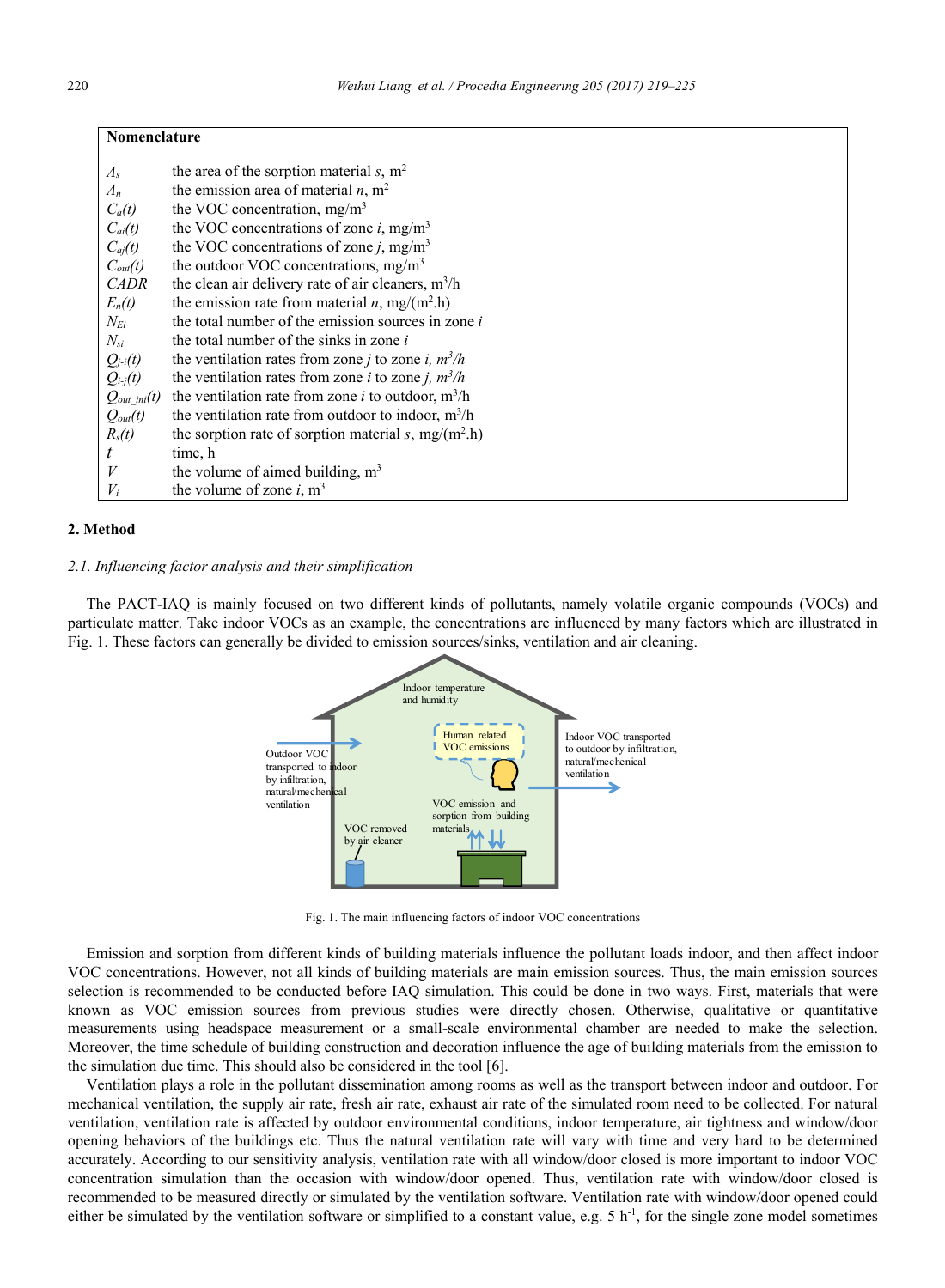## Nomenclature

| | |
|---|---|
| $A_s$ | the area of the sorption material *s*, m$^2$ |
| $A_n$ | the emission area of material *n*, m$^2$ |
| $C_a(t)$ | the VOC concentration, mg/m$^3$ |
| $C_{ai}(t)$ | the VOC concentrations of zone *i*, mg/m$^3$ |
| $C_{aj}(t)$ | the VOC concentrations of zone *j*, mg/m$^3$ |
| $C_{out}(t)$ | the outdoor VOC concentrations, mg/m$^3$ |
| $CADR$ | the clean air delivery rate of air cleaners, m$^3$/h |
| $E_n(t)$ | the emission rate from material *n*, mg/(m$^2$.h) |
| $N_{Ei}$ | the total number of the emission sources in zone *i* |
| $N_{si}$ | the total number of the sinks in zone *i* |
| $Q_{j\text{-}i}(t)$ | the ventilation rates from zone *j* to zone *i, m$^3$/h* |
| $Q_{i\text{-}j}(t)$ | the ventilation rates from zone *i* to zone *j, m$^3$/h* |
| $Q_{out\_ini}(t)$ | the ventilation rate from zone *i* to outdoor, m$^3$/h |
| $Q_{out}(t)$ | the ventilation rate from outdoor to indoor, m$^3$/h |
| $R_s(t)$ | the sorption rate of sorption material *s*, mg/(m$^2$.h) |
| $t$ | time, h |
| $V$ | the volume of aimed building, m$^3$ |
| $V_i$ | the volume of zone *i*, m$^3$ |

## 2. Method

### *2.1. Influencing factor analysis and their simplification*

The PACT-IAQ is mainly focused on two different kinds of pollutants, namely volatile organic compounds (VOCs) and particulate matter. Take indoor VOCs as an example, the concentrations are influenced by many factors which are illustrated in Fig. 1. These factors can generally be divided to emission sources/sinks, ventilation and air cleaning.

Indoor temperature and humidity

Human related VOC emissions

Outdoor VOC transported to indoor by infiltration, natural/mechanical ventilation

Indoor VOC transported to outdoor by infiltration, natural/mechanical ventilation

VOC emission and sorption from building materials

VOC removed by air cleaner

Fig. 1. The main influencing factors of indoor VOC concentrations

Emission and sorption from different kinds of building materials influence the pollutant loads indoor, and then affect indoor VOC concentrations. However, not all kinds of building materials are main emission sources. Thus, the main emission sources selection is recommended to be conducted before IAQ simulation. This could be done in two ways. First, materials that were known as VOC emission sources from previous studies were directly chosen. Otherwise, qualitative or quantitative measurements using headspace measurement or a small-scale environmental chamber are needed to make the selection. Moreover, the time schedule of building construction and decoration influence the age of building materials from the emission to the simulation due time. This should also be considered in the tool [6].

Ventilation plays a role in the pollutant dissemination among rooms as well as the transport between indoor and outdoor. For mechanical ventilation, the supply air rate, fresh air rate, exhaust air rate of the simulated room need to be collected. For natural ventilation, ventilation rate is affected by outdoor environmental conditions, indoor temperature, air tightness and window/door opening behaviors of the buildings etc. Thus the natural ventilation rate will vary with time and very hard to be determined accurately. According to our sensitivity analysis, ventilation rate with all window/door closed is more important to indoor VOC concentration simulation than the occasion with window/door opened. Thus, ventilation rate with window/door closed is recommended to be measured directly or simulated by the ventilation software. Ventilation rate with window/door opened could either be simulated by the ventilation software or simplified to a constant value, e.g. 5 h$^{-1}$, for the single zone model sometimes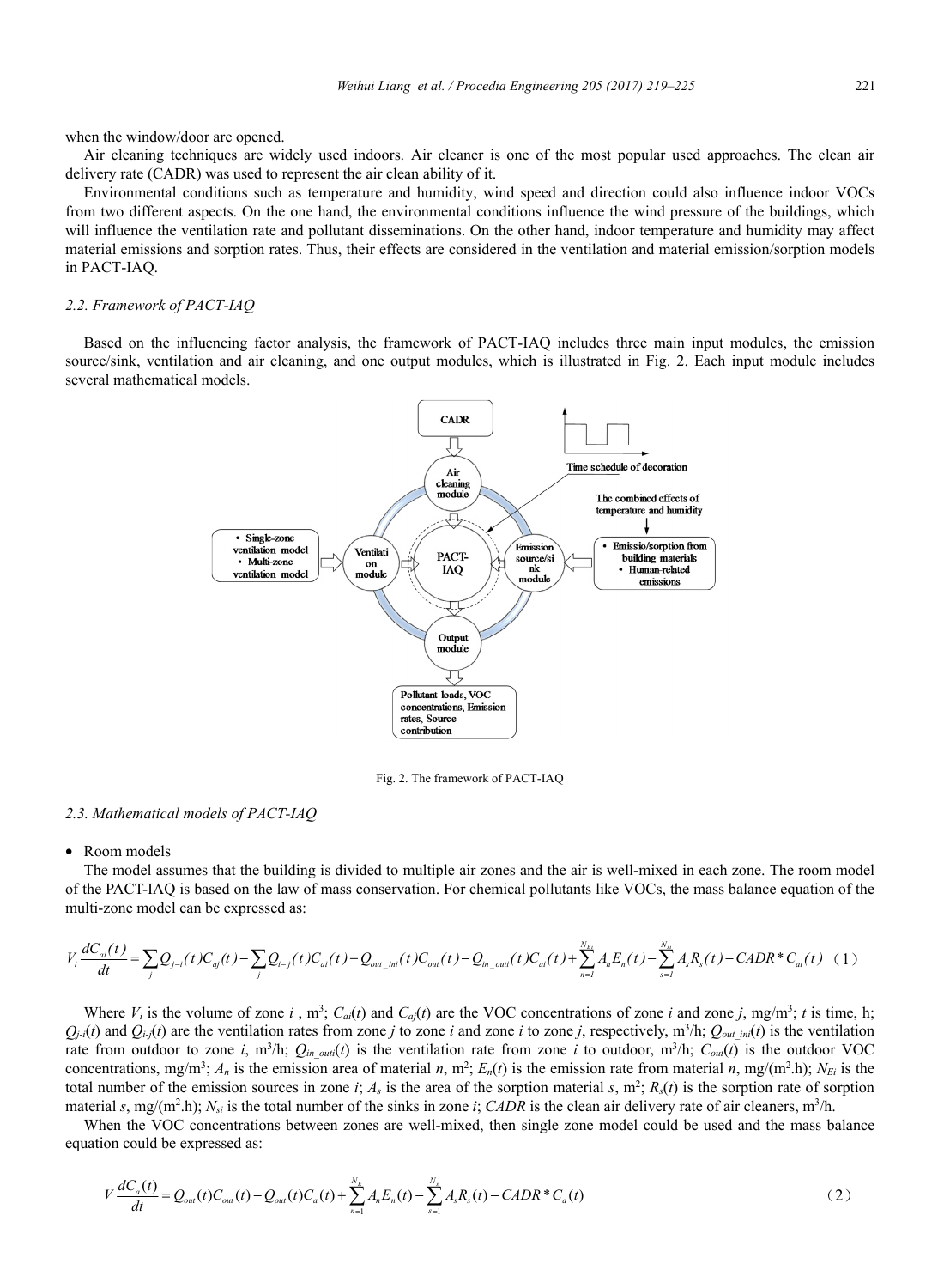when the window/door are opened.

Air cleaning techniques are widely used indoors. Air cleaner is one of the most popular used approaches. The clean air delivery rate (CADR) was used to represent the air clean ability of it.

Environmental conditions such as temperature and humidity, wind speed and direction could also influence indoor VOCs from two different aspects. On the one hand, the environmental conditions influence the wind pressure of the buildings, which will influence the ventilation rate and pollutant disseminations. On the other hand, indoor temperature and humidity may affect material emissions and sorption rates. Thus, their effects are considered in the ventilation and material emission/sorption models in PACT-IAQ.

### 2.2. Framework of PACT-IAQ

Based on the influencing factor analysis, the framework of PACT-IAQ includes three main input modules, the emission source/sink, ventilation and air cleaning, and one output modules, which is illustrated in Fig. 2. Each input module includes several mathematical models.

Fig. 2. The framework of PACT-IAQ

### 2.3. Mathematical models of PACT-IAQ

- Room models

The model assumes that the building is divided to multiple air zones and the air is well-mixed in each zone. The room model of the PACT-IAQ is based on the law of mass conservation. For chemical pollutants like VOCs, the mass balance equation of the multi-zone model can be expressed as:

$$V_i \frac{dC_{ai}(t)}{dt} = \sum_j Q_{j-i}(t)C_{aj}(t) - \sum_j Q_{i-j}(t)C_{ai}(t) + Q_{out\_ini}(t)C_{out}(t) - Q_{in\_outi}(t)C_{ai}(t) + \sum_{n=1}^{N_{Ei}} A_n E_n(t) - \sum_{s=1}^{N_{si}} A_s R_s(t) - CADR * C_{ai}(t) \quad (1)$$

Where $V_i$ is the volume of zone $i$, m$^3$; $C_{ai}(t)$ and $C_{aj}(t)$ are the VOC concentrations of zone $i$ and zone $j$, mg/m$^3$; $t$ is time, h; $Q_{j-i}(t)$ and $Q_{i-j}(t)$ are the ventilation rates from zone $j$ to zone $i$ and zone $i$ to zone $j$, respectively, m$^3$/h; $Q_{out\_ini}(t)$ is the ventilation rate from outdoor to zone $i$, m$^3$/h; $Q_{in\_outi}(t)$ is the ventilation rate from zone $i$ to outdoor, m$^3$/h; $C_{out}(t)$ is the outdoor VOC concentrations, mg/m$^3$; $A_n$ is the emission area of material $n$, m$^2$; $E_n(t)$ is the emission rate from material $n$, mg/(m$^2$.h); $N_{Ei}$ is the total number of the emission sources in zone $i$; $A_s$ is the area of the sorption material $s$, m$^2$; $R_s(t)$ is the sorption rate of sorption material $s$, mg/(m$^2$.h); $N_{si}$ is the total number of the sinks in zone $i$; $CADR$ is the clean air delivery rate of air cleaners, m$^3$/h.

When the VOC concentrations between zones are well-mixed, then single zone model could be used and the mass balance equation could be expressed as:

$$V \frac{dC_a(t)}{dt} = Q_{out}(t)C_{out}(t) - Q_{out}(t)C_a(t) + \sum_{n=1}^{N_E} A_n E_n(t) - \sum_{s=1}^{N_s} A_s R_s(t) - CADR * C_a(t) \quad (2)$$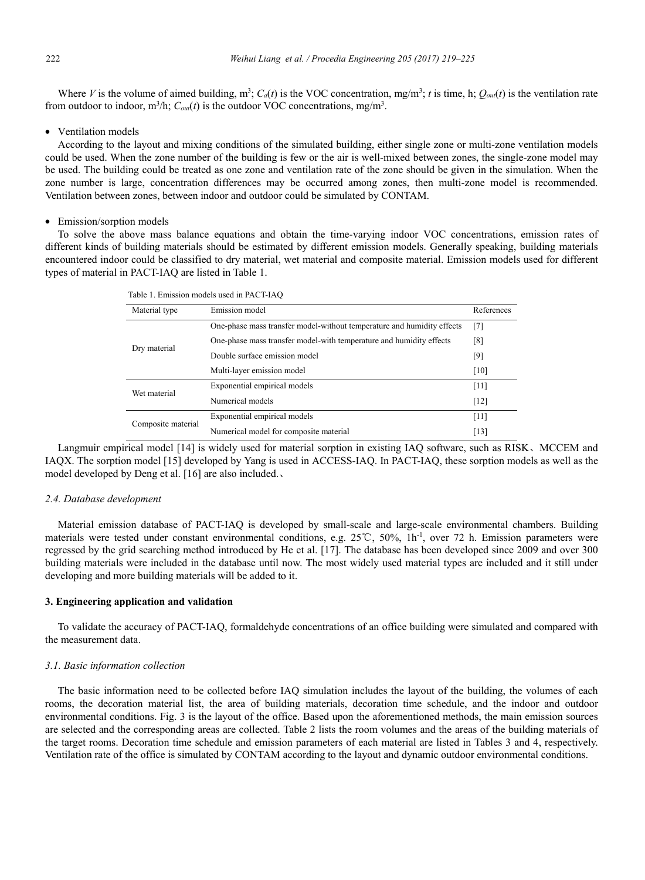Where $V$ is the volume of aimed building, m$^3$; $C_a(t)$ is the VOC concentration, mg/m$^3$; $t$ is time, h; $Q_{out}(t)$ is the ventilation rate from outdoor to indoor, m$^3$/h; $C_{out}(t)$ is the outdoor VOC concentrations, mg/m$^3$.

- Ventilation models

According to the layout and mixing conditions of the simulated building, either single zone or multi-zone ventilation models could be used. When the zone number of the building is few or the air is well-mixed between zones, the single-zone model may be used. The building could be treated as one zone and ventilation rate of the zone should be given in the simulation. When the zone number is large, concentration differences may be occurred among zones, then multi-zone model is recommended. Ventilation between zones, between indoor and outdoor could be simulated by CONTAM.

- Emission/sorption models

To solve the above mass balance equations and obtain the time-varying indoor VOC concentrations, emission rates of different kinds of building materials should be estimated by different emission models. Generally speaking, building materials encountered indoor could be classified to dry material, wet material and composite material. Emission models used for different types of material in PACT-IAQ are listed in Table 1.

Table 1. Emission models used in PACT-IAQ

| Material type | Emission model | References |
|---|---|---|
| Dry material | One-phase mass transfer model-without temperature and humidity effects | [7] |
| | One-phase mass transfer model-with temperature and humidity effects | [8] |
| | Double surface emission model | [9] |
| | Multi-layer emission model | [10] |
| Wet material | Exponential empirical models | [11] |
| | Numerical models | [12] |
| Composite material | Exponential empirical models | [11] |
| | Numerical model for composite material | [13] |

Langmuir empirical model [14] is widely used for material sorption in existing IAQ software, such as RISK、MCCEM and IAQX. The sorption model [15] developed by Yang is used in ACCESS-IAQ. In PACT-IAQ, these sorption models as well as the model developed by Deng et al. [16] are also included.、

### 2.4. Database development

Material emission database of PACT-IAQ is developed by small-scale and large-scale environmental chambers. Building materials were tested under constant environmental conditions, e.g. 25℃, 50%, 1h$^{-1}$, over 72 h. Emission parameters were regressed by the grid searching method introduced by He et al. [17]. The database has been developed since 2009 and over 300 building materials were included in the database until now. The most widely used material types are included and it still under developing and more building materials will be added to it.

## 3. Engineering application and validation

To validate the accuracy of PACT-IAQ, formaldehyde concentrations of an office building were simulated and compared with the measurement data.

### 3.1. Basic information collection

The basic information need to be collected before IAQ simulation includes the layout of the building, the volumes of each rooms, the decoration material list, the area of building materials, decoration time schedule, and the indoor and outdoor environmental conditions. Fig. 3 is the layout of the office. Based upon the aforementioned methods, the main emission sources are selected and the corresponding areas are collected. Table 2 lists the room volumes and the areas of the building materials of the target rooms. Decoration time schedule and emission parameters of each material are listed in Tables 3 and 4, respectively. Ventilation rate of the office is simulated by CONTAM according to the layout and dynamic outdoor environmental conditions.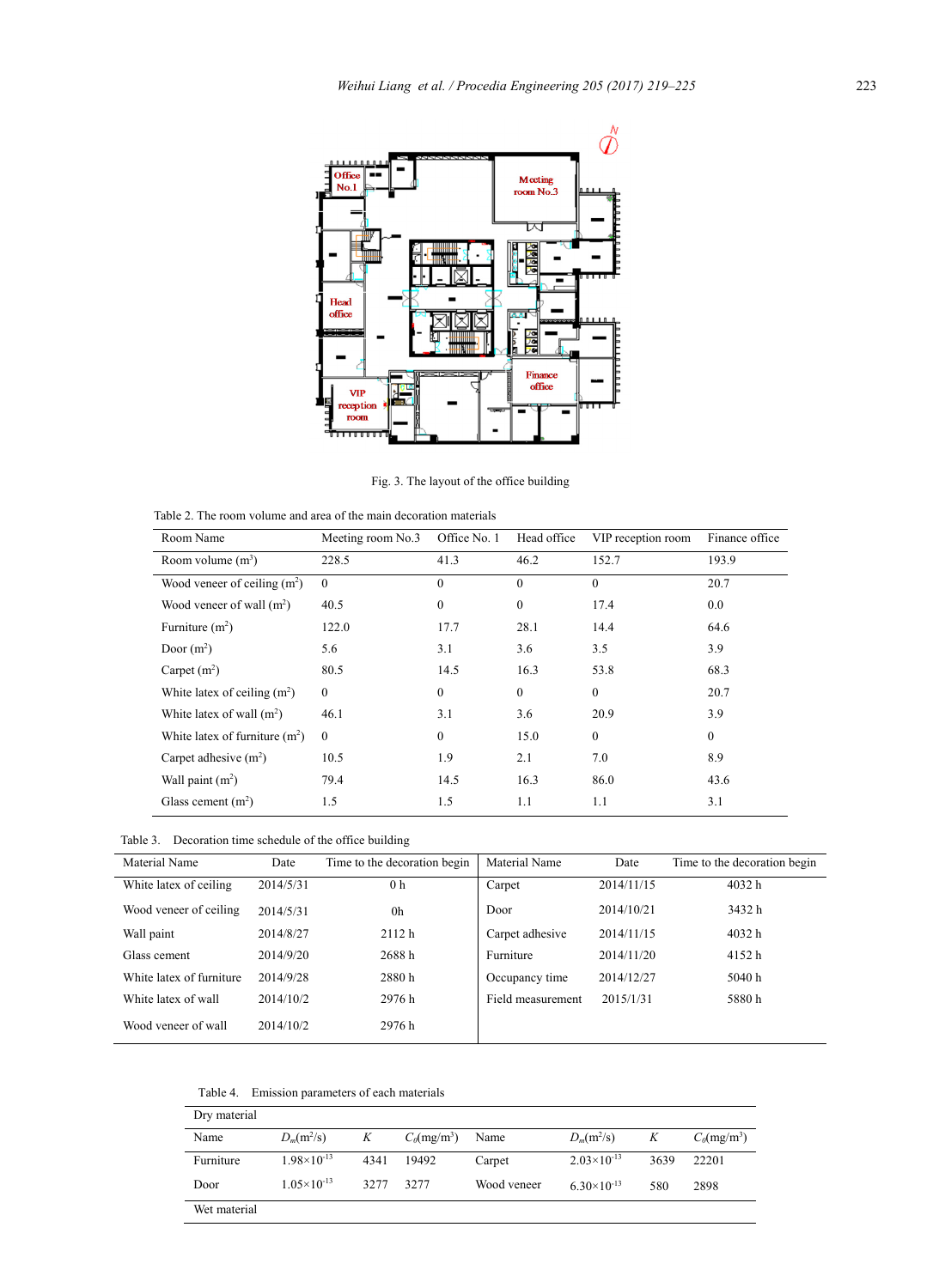Fig. 3. The layout of the office building

Table 2. The room volume and area of the main decoration materials

| Room Name | Meeting room No.3 | Office No. 1 | Head office | VIP reception room | Finance office |
|---|---|---|---|---|---|
| Room volume ($m^3$) | 228.5 | 41.3 | 46.2 | 152.7 | 193.9 |
| Wood veneer of ceiling ($m^2$) | 0 | 0 | 0 | 0 | 20.7 |
| Wood veneer of wall ($m^2$) | 40.5 | 0 | 0 | 17.4 | 0.0 |
| Furniture ($m^2$) | 122.0 | 17.7 | 28.1 | 14.4 | 64.6 |
| Door ($m^2$) | 5.6 | 3.1 | 3.6 | 3.5 | 3.9 |
| Carpet ($m^2$) | 80.5 | 14.5 | 16.3 | 53.8 | 68.3 |
| White latex of ceiling ($m^2$) | 0 | 0 | 0 | 0 | 20.7 |
| White latex of wall ($m^2$) | 46.1 | 3.1 | 3.6 | 20.9 | 3.9 |
| White latex of furniture ($m^2$) | 0 | 0 | 15.0 | 0 | 0 |
| Carpet adhesive ($m^2$) | 10.5 | 1.9 | 2.1 | 7.0 | 8.9 |
| Wall paint ($m^2$) | 79.4 | 14.5 | 16.3 | 86.0 | 43.6 |
| Glass cement ($m^2$) | 1.5 | 1.5 | 1.1 | 1.1 | 3.1 |

Table 3. Decoration time schedule of the office building

| Material Name | Date | Time to the decoration begin | Material Name | Date | Time to the decoration begin |
|---|---|---|---|---|---|
| White latex of ceiling | 2014/5/31 | 0 h | Carpet | 2014/11/15 | 4032 h |
| Wood veneer of ceiling | 2014/5/31 | 0h | Door | 2014/10/21 | 3432 h |
| Wall paint | 2014/8/27 | 2112 h | Carpet adhesive | 2014/11/15 | 4032 h |
| Glass cement | 2014/9/20 | 2688 h | Furniture | 2014/11/20 | 4152 h |
| White latex of furniture | 2014/9/28 | 2880 h | Occupancy time | 2014/12/27 | 5040 h |
| White latex of wall | 2014/10/2 | 2976 h | Field measurement | 2015/1/31 | 5880 h |
| Wood veneer of wall | 2014/10/2 | 2976 h | | | |

Table 4. Emission parameters of each materials

| Dry material | | | | | | | |
|---|---|---|---|---|---|---|---|
| Name | $D_m$($m^2$/s) | $K$ | $C_0$(mg/$m^3$) | Name | $D_m$($m^2$/s) | $K$ | $C_0$(mg/$m^3$) |
| Furniture | $1.98\times10^{-13}$ | 4341 | 19492 | Carpet | $2.03\times10^{-13}$ | 3639 | 22201 |
| Door | $1.05\times10^{-13}$ | 3277 | 3277 | Wood veneer | $6.30\times10^{-13}$ | 580 | 2898 |
| Wet material | | | | | | | |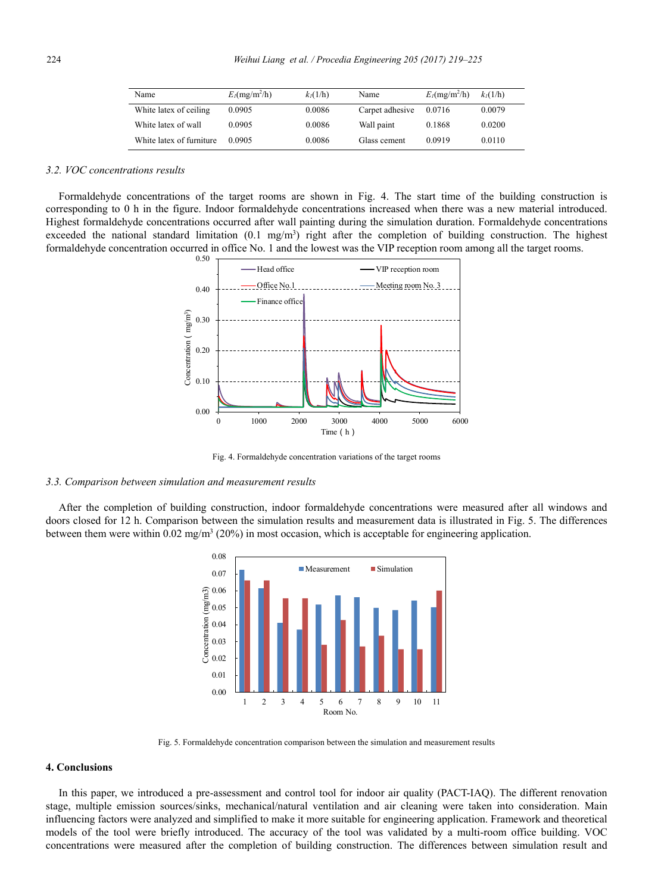| Name | $E_I$(mg/m$^2$/h) | $k_I$(1/h) | Name | $E_I$(mg/m$^2$/h) | $k_I$(1/h) |
|---|---|---|---|---|---|
| White latex of ceiling | 0.0905 | 0.0086 | Carpet adhesive | 0.0716 | 0.0079 |
| White latex of wall | 0.0905 | 0.0086 | Wall paint | 0.1868 | 0.0200 |
| White latex of furniture | 0.0905 | 0.0086 | Glass cement | 0.0919 | 0.0110 |

### *3.2. VOC concentrations results*

Formaldehyde concentrations of the target rooms are shown in Fig. 4. The start time of the building construction is corresponding to 0 h in the figure. Indoor formaldehyde concentrations increased when there was a new material introduced. Highest formaldehyde concentrations occurred after wall painting during the simulation duration. Formaldehyde concentrations exceeded the national standard limitation (0.1 mg/m$^3$) right after the completion of building construction. The highest formaldehyde concentration occurred in office No. 1 and the lowest was the VIP reception room among all the target rooms.

Fig. 4. Formaldehyde concentration variations of the target rooms

### *3.3. Comparison between simulation and measurement results*

After the completion of building construction, indoor formaldehyde concentrations were measured after all windows and doors closed for 12 h. Comparison between the simulation results and measurement data is illustrated in Fig. 5. The differences between them were within 0.02 mg/m$^3$ (20%) in most occasion, which is acceptable for engineering application.

Fig. 5. Formaldehyde concentration comparison between the simulation and measurement results

## 4. Conclusions

In this paper, we introduced a pre-assessment and control tool for indoor air quality (PACT-IAQ). The different renovation stage, multiple emission sources/sinks, mechanical/natural ventilation and air cleaning were taken into consideration. Main influencing factors were analyzed and simplified to make it more suitable for engineering application. Framework and theoretical models of the tool were briefly introduced. The accuracy of the tool was validated by a multi-room office building. VOC concentrations were measured after the completion of building construction. The differences between simulation result and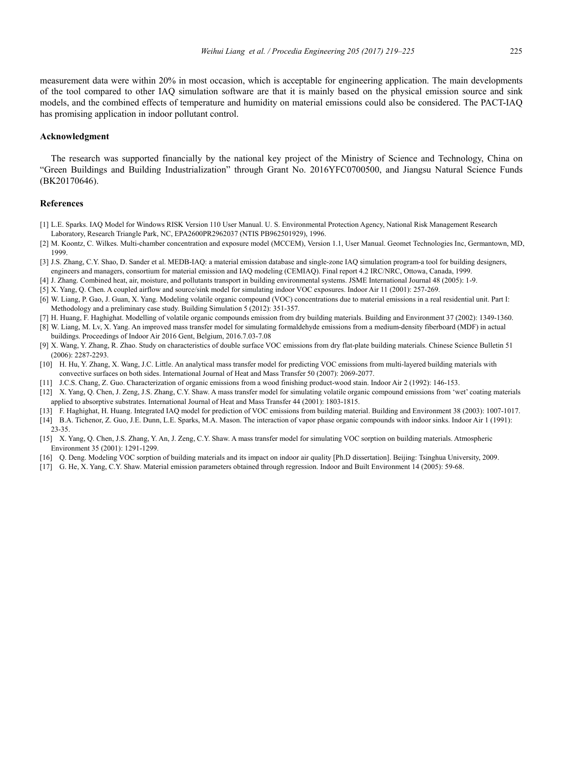measurement data were within 20% in most occasion, which is acceptable for engineering application. The main developments of the tool compared to other IAQ simulation software are that it is mainly based on the physical emission source and sink models, and the combined effects of temperature and humidity on material emissions could also be considered. The PACT-IAQ has promising application in indoor pollutant control.

## Acknowledgment

The research was supported financially by the national key project of the Ministry of Science and Technology, China on "Green Buildings and Building Industrialization" through Grant No. 2016YFC0700500, and Jiangsu Natural Science Funds (BK20170646).

## References

[1] L.E. Sparks. IAQ Model for Windows RISK Version 110 User Manual. U. S. Environmental Protection Agency, National Risk Management Research Laboratory, Research Triangle Park, NC, EPA2600PR2962037 (NTIS PB962501929), 1996.

[2] M. Koontz, C. Wilkes. Multi-chamber concentration and exposure model (MCCEM), Version 1.1, User Manual. Geomet Technologies Inc, Germantown, MD, 1999.

[3] J.S. Zhang, C.Y. Shao, D. Sander et al. MEDB-IAQ: a material emission database and single-zone IAQ simulation program-a tool for building designers, engineers and managers, consortium for material emission and IAQ modeling (CEMIAQ). Final report 4.2 IRC/NRC, Ottowa, Canada, 1999.

[4] J. Zhang. Combined heat, air, moisture, and pollutants transport in building environmental systems. JSME International Journal 48 (2005): 1-9.

[5] X. Yang, Q. Chen. A coupled airflow and source/sink model for simulating indoor VOC exposures. Indoor Air 11 (2001): 257-269.

[6] W. Liang, P. Gao, J. Guan, X. Yang. Modeling volatile organic compound (VOC) concentrations due to material emissions in a real residential unit. Part I: Methodology and a preliminary case study. Building Simulation 5 (2012): 351-357.

[7] H. Huang, F. Haghighat. Modelling of volatile organic compounds emission from dry building materials. Building and Environment 37 (2002): 1349-1360.

[8] W. Liang, M. Lv, X. Yang. An improved mass transfer model for simulating formaldehyde emissions from a medium-density fiberboard (MDF) in actual buildings. Proceedings of Indoor Air 2016 Gent, Belgium, 2016.7.03-7.08

[9] X. Wang, Y. Zhang, R. Zhao. Study on characteristics of double surface VOC emissions from dry flat-plate building materials. Chinese Science Bulletin 51 (2006): 2287-2293.

[10] H. Hu, Y. Zhang, X. Wang, J.C. Little. An analytical mass transfer model for predicting VOC emissions from multi-layered building materials with convective surfaces on both sides. International Journal of Heat and Mass Transfer 50 (2007): 2069-2077.

[11] J.C.S. Chang, Z. Guo. Characterization of organic emissions from a wood finishing product-wood stain. Indoor Air 2 (1992): 146-153.

[12] X. Yang, Q. Chen, J. Zeng, J.S. Zhang, C.Y. Shaw. A mass transfer model for simulating volatile organic compound emissions from 'wet' coating materials applied to absorptive substrates. International Journal of Heat and Mass Transfer 44 (2001): 1803-1815.

[13] F. Haghighat, H. Huang. Integrated IAQ model for prediction of VOC emissions from building material. Building and Environment 38 (2003): 1007-1017.

[14] B.A. Tichenor, Z. Guo, J.E. Dunn, L.E. Sparks, M.A. Mason. The interaction of vapor phase organic compounds with indoor sinks. Indoor Air 1 (1991): 23-35.

[15] X. Yang, Q. Chen, J.S. Zhang, Y. An, J. Zeng, C.Y. Shaw. A mass transfer model for simulating VOC sorption on building materials. Atmospheric Environment 35 (2001): 1291-1299.

[16] Q. Deng. Modeling VOC sorption of building materials and its impact on indoor air quality [Ph.D dissertation]. Beijing: Tsinghua University, 2009.

[17] G. He, X. Yang, C.Y. Shaw. Material emission parameters obtained through regression. Indoor and Built Environment 14 (2005): 59-68.